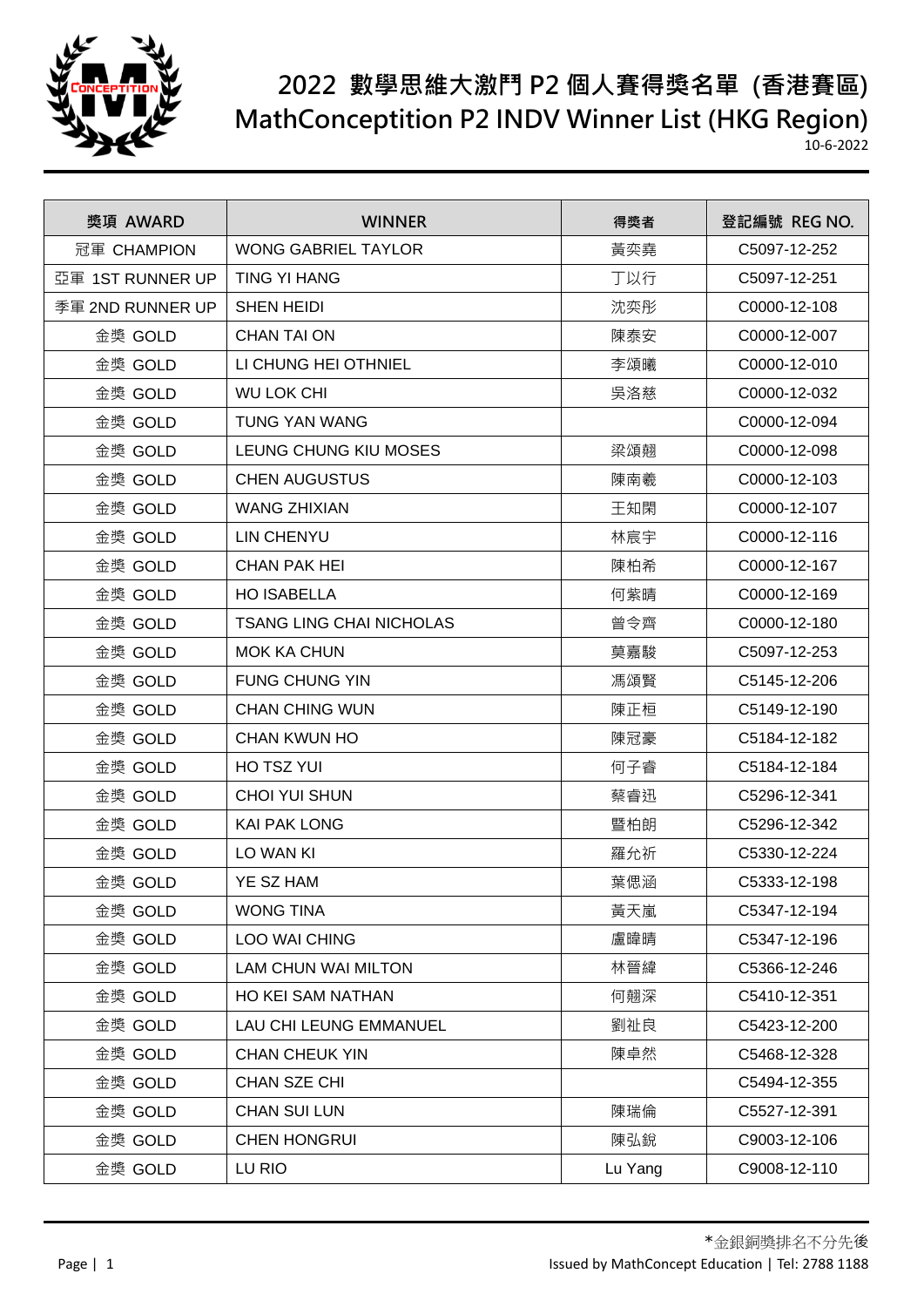# 2022 數學思維大激鬥 P2 個人賽得獎名單 (香港賽區)
# MathConceptition P2 INDV Winner List (HKG Region)

10-6-2022

| 獎項 AWARD | WINNER | 得獎者 | 登記編號 REG NO. |
|---|---|---|---|
| 冠軍 CHAMPION | WONG GABRIEL TAYLOR | 黃奕堯 | C5097-12-252 |
| 亞軍 1ST RUNNER UP | TING YI HANG | 丁以行 | C5097-12-251 |
| 季軍 2ND RUNNER UP | SHEN HEIDI | 沈奕彤 | C0000-12-108 |
| 金獎 GOLD | CHAN TAI ON | 陳泰安 | C0000-12-007 |
| 金獎 GOLD | LI CHUNG HEI OTHNIEL | 李頌曦 | C0000-12-010 |
| 金獎 GOLD | WU LOK CHI | 吳洛慈 | C0000-12-032 |
| 金獎 GOLD | TUNG YAN WANG | | C0000-12-094 |
| 金獎 GOLD | LEUNG CHUNG KIU MOSES | 梁頌翹 | C0000-12-098 |
| 金獎 GOLD | CHEN AUGUSTUS | 陳南羲 | C0000-12-103 |
| 金獎 GOLD | WANG ZHIXIAN | 王知閑 | C0000-12-107 |
| 金獎 GOLD | LIN CHENYU | 林宸宇 | C0000-12-116 |
| 金獎 GOLD | CHAN PAK HEI | 陳柏希 | C0000-12-167 |
| 金獎 GOLD | HO ISABELLA | 何紫晴 | C0000-12-169 |
| 金獎 GOLD | TSANG LING CHAI NICHOLAS | 曾令齊 | C0000-12-180 |
| 金獎 GOLD | MOK KA CHUN | 莫嘉駿 | C5097-12-253 |
| 金獎 GOLD | FUNG CHUNG YIN | 馮頌賢 | C5145-12-206 |
| 金獎 GOLD | CHAN CHING WUN | 陳正桓 | C5149-12-190 |
| 金獎 GOLD | CHAN KWUN HO | 陳冠豪 | C5184-12-182 |
| 金獎 GOLD | HO TSZ YUI | 何子睿 | C5184-12-184 |
| 金獎 GOLD | CHOI YUI SHUN | 蔡睿迅 | C5296-12-341 |
| 金獎 GOLD | KAI PAK LONG | 暨柏朗 | C5296-12-342 |
| 金獎 GOLD | LO WAN KI | 羅允祈 | C5330-12-224 |
| 金獎 GOLD | YE SZ HAM | 葉偲涵 | C5333-12-198 |
| 金獎 GOLD | WONG TINA | 黃天嵐 | C5347-12-194 |
| 金獎 GOLD | LOO WAI CHING | 盧暐晴 | C5347-12-196 |
| 金獎 GOLD | LAM CHUN WAI MILTON | 林晉緯 | C5366-12-246 |
| 金獎 GOLD | HO KEI SAM NATHAN | 何翹深 | C5410-12-351 |
| 金獎 GOLD | LAU CHI LEUNG EMMANUEL | 劉祉良 | C5423-12-200 |
| 金獎 GOLD | CHAN CHEUK YIN | 陳卓然 | C5468-12-328 |
| 金獎 GOLD | CHAN SZE CHI | | C5494-12-355 |
| 金獎 GOLD | CHAN SUI LUN | 陳瑞倫 | C5527-12-391 |
| 金獎 GOLD | CHEN HONGRUI | 陳弘銳 | C9003-12-106 |
| 金獎 GOLD | LU RIO | Lu Yang | C9008-12-110 |

*金銀銅獎排名不分先後

Issued by MathConcept Education | Tel: 2788 1188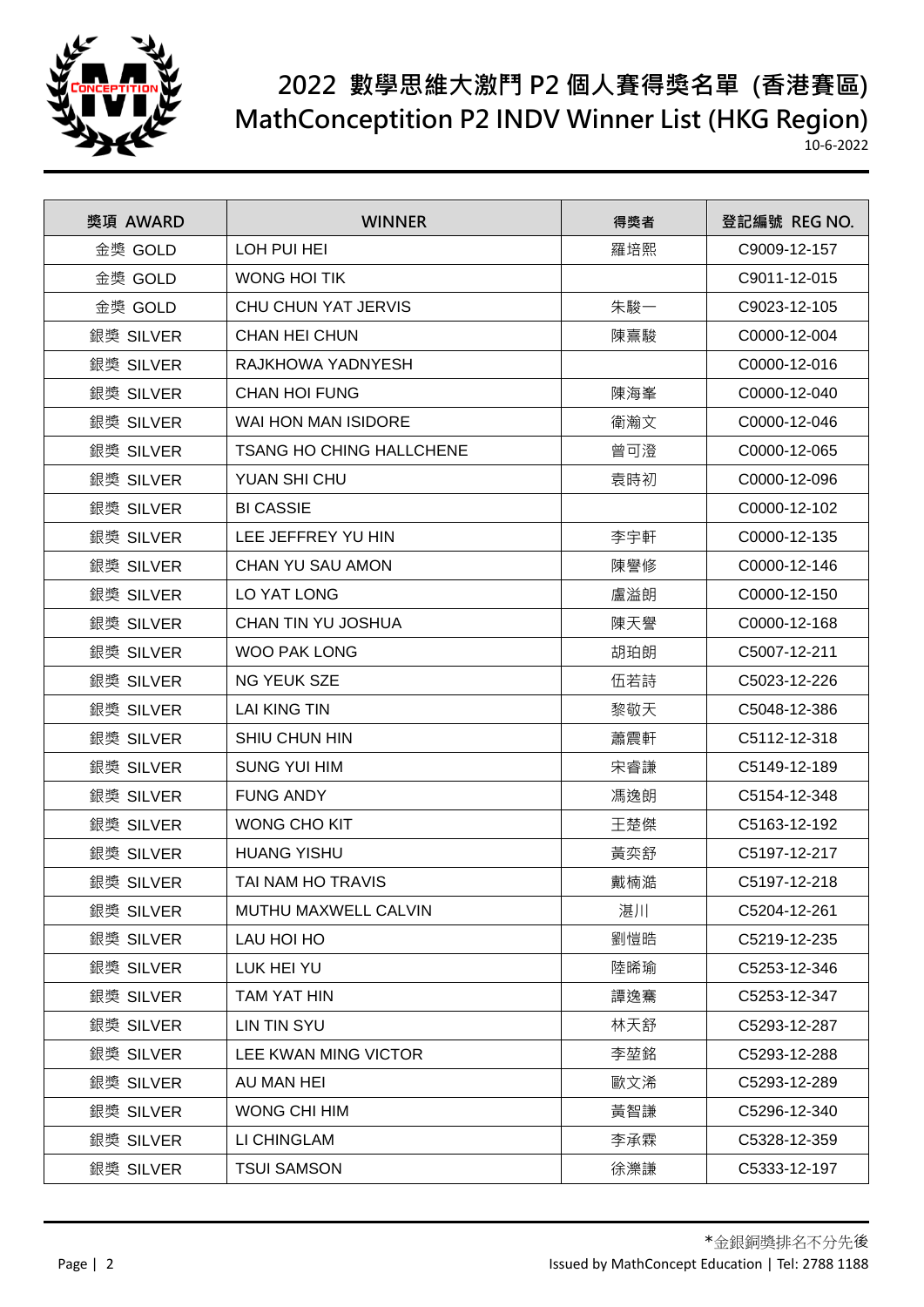# 2022 數學思維大激鬥 P2 個人賽得獎名單 (香港賽區)
# MathConceptition P2 INDV Winner List (HKG Region)

10-6-2022

| 獎項 AWARD | WINNER | 得獎者 | 登記編號 REG NO. |
|---|---|---|---|
| 金獎 GOLD | LOH PUI HEI | 羅培熙 | C9009-12-157 |
| 金獎 GOLD | WONG HOI TIK | | C9011-12-015 |
| 金獎 GOLD | CHU CHUN YAT JERVIS | 朱駿一 | C9023-12-105 |
| 銀獎 SILVER | CHAN HEI CHUN | 陳熹駿 | C0000-12-004 |
| 銀獎 SILVER | RAJKHOWA YADNYESH | | C0000-12-016 |
| 銀獎 SILVER | CHAN HOI FUNG | 陳海峯 | C0000-12-040 |
| 銀獎 SILVER | WAI HON MAN ISIDORE | 衛瀚文 | C0000-12-046 |
| 銀獎 SILVER | TSANG HO CHING HALLCHENE | 曾可澄 | C0000-12-065 |
| 銀獎 SILVER | YUAN SHI CHU | 袁時初 | C0000-12-096 |
| 銀獎 SILVER | BI CASSIE | | C0000-12-102 |
| 銀獎 SILVER | LEE JEFFREY YU HIN | 李宇軒 | C0000-12-135 |
| 銀獎 SILVER | CHAN YU SAU AMON | 陳譽修 | C0000-12-146 |
| 銀獎 SILVER | LO YAT LONG | 盧溢朗 | C0000-12-150 |
| 銀獎 SILVER | CHAN TIN YU JOSHUA | 陳天譽 | C0000-12-168 |
| 銀獎 SILVER | WOO PAK LONG | 胡珀朗 | C5007-12-211 |
| 銀獎 SILVER | NG YEUK SZE | 伍若詩 | C5023-12-226 |
| 銀獎 SILVER | LAI KING TIN | 黎敬天 | C5048-12-386 |
| 銀獎 SILVER | SHIU CHUN HIN | 蕭震軒 | C5112-12-318 |
| 銀獎 SILVER | SUNG YUI HIM | 宋睿謙 | C5149-12-189 |
| 銀獎 SILVER | FUNG ANDY | 馮逸朗 | C5154-12-348 |
| 銀獎 SILVER | WONG CHO KIT | 王楚傑 | C5163-12-192 |
| 銀獎 SILVER | HUANG YISHU | 黃奕舒 | C5197-12-217 |
| 銀獎 SILVER | TAI NAM HO TRAVIS | 戴楠澔 | C5197-12-218 |
| 銀獎 SILVER | MUTHU MAXWELL CALVIN | 湛川 | C5204-12-261 |
| 銀獎 SILVER | LAU HOI HO | 劉愷晧 | C5219-12-235 |
| 銀獎 SILVER | LUK HEI YU | 陸晞瑜 | C5253-12-346 |
| 銀獎 SILVER | TAM YAT HIN | 譚逸騫 | C5253-12-347 |
| 銀獎 SILVER | LIN TIN SYU | 林天舒 | C5293-12-287 |
| 銀獎 SILVER | LEE KWAN MING VICTOR | 李堃銘 | C5293-12-288 |
| 銀獎 SILVER | AU MAN HEI | 歐文浠 | C5293-12-289 |
| 銀獎 SILVER | WONG CHI HIM | 黃智謙 | C5296-12-340 |
| 銀獎 SILVER | LI CHINGLAM | 李承霖 | C5328-12-359 |
| 銀獎 SILVER | TSUI SAMSON | 徐濼謙 | C5333-12-197 |

*金銀銅獎排名不分先後

Issued by MathConcept Education | Tel: 2788 1188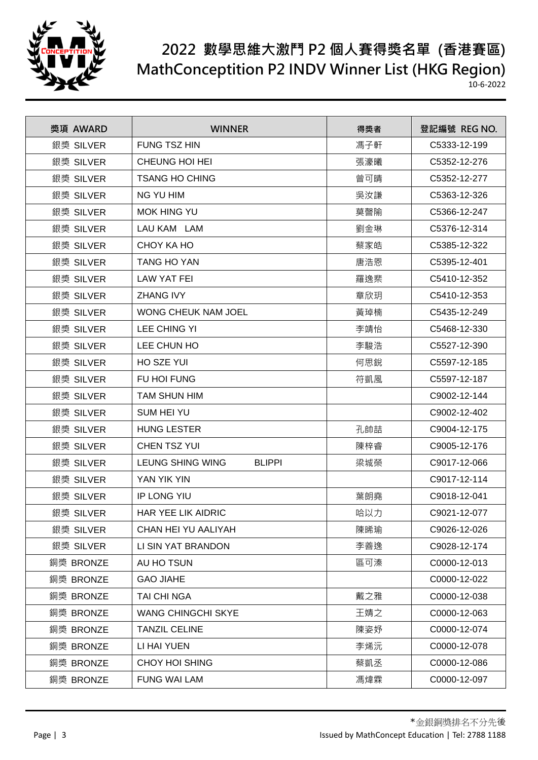# 2022 數學思維大激鬥 P2 個人賽得獎名單 (香港賽區)
# MathConceptition P2 INDV Winner List (HKG Region)

10-6-2022

| 獎項 AWARD | WINNER | 得獎者 | 登記編號 REG NO. |
|---|---|---|---|
| 銀獎 SILVER | FUNG TSZ HIN | 馮子軒 | C5333-12-199 |
| 銀獎 SILVER | CHEUNG HOI HEI | 張濠曦 | C5352-12-276 |
| 銀獎 SILVER | TSANG HO CHING | 曾可晴 | C5352-12-277 |
| 銀獎 SILVER | NG YU HIM | 吳汝謙 | C5363-12-326 |
| 銀獎 SILVER | MOK HING YU | 莫罄隃 | C5366-12-247 |
| 銀獎 SILVER | LAU KAM LAM | 劉金琳 | C5376-12-314 |
| 銀獎 SILVER | CHOY KA HO | 蔡家皓 | C5385-12-322 |
| 銀獎 SILVER | TANG HO YAN | 唐浩恩 | C5395-12-401 |
| 銀獎 SILVER | LAW YAT FEI | 羅逸棐 | C5410-12-352 |
| 銀獎 SILVER | ZHANG IVY | 章欣玥 | C5410-12-353 |
| 銀獎 SILVER | WONG CHEUK NAM JOEL | 黃琸楠 | C5435-12-249 |
| 銀獎 SILVER | LEE CHING YI | 李靖怡 | C5468-12-330 |
| 銀獎 SILVER | LEE CHUN HO | 李駿浩 | C5527-12-390 |
| 銀獎 SILVER | HO SZE YUI | 何思銳 | C5597-12-185 |
| 銀獎 SILVER | FU HOI FUNG | 符凱風 | C5597-12-187 |
| 銀獎 SILVER | TAM SHUN HIM | | C9002-12-144 |
| 銀獎 SILVER | SUM HEI YU | | C9002-12-402 |
| 銀獎 SILVER | HUNG LESTER | 孔帥喆 | C9004-12-175 |
| 銀獎 SILVER | CHEN TSZ YUI | 陳梓睿 | C9005-12-176 |
| 銀獎 SILVER | LEUNG SHING WING BLIPPI | 梁城滎 | C9017-12-066 |
| 銀獎 SILVER | YAN YIK YIN | | C9017-12-114 |
| 銀獎 SILVER | IP LONG YIU | 葉朗堯 | C9018-12-041 |
| 銀獎 SILVER | HAR YEE LIK AIDRIC | 哈以力 | C9021-12-077 |
| 銀獎 SILVER | CHAN HEI YU AALIYAH | 陳晞瑜 | C9026-12-026 |
| 銀獎 SILVER | LI SIN YAT BRANDON | 李善逸 | C9028-12-174 |
| 銅獎 BRONZE | AU HO TSUN | 區可溱 | C0000-12-013 |
| 銅獎 BRONZE | GAO JIAHE | | C0000-12-022 |
| 銅獎 BRONZE | TAI CHI NGA | 戴之雅 | C0000-12-038 |
| 銅獎 BRONZE | WANG CHINGCHI SKYE | 王婧之 | C0000-12-063 |
| 銅獎 BRONZE | TANZIL CELINE | 陳姿妤 | C0000-12-074 |
| 銅獎 BRONZE | LI HAI YUEN | 李烯沅 | C0000-12-078 |
| 銅獎 BRONZE | CHOY HOI SHING | 蔡凱丞 | C0000-12-086 |
| 銅獎 BRONZE | FUNG WAI LAM | 馮煒霖 | C0000-12-097 |

*金銀銅獎排名不分先後

Issued by MathConcept Education | Tel: 2788 1188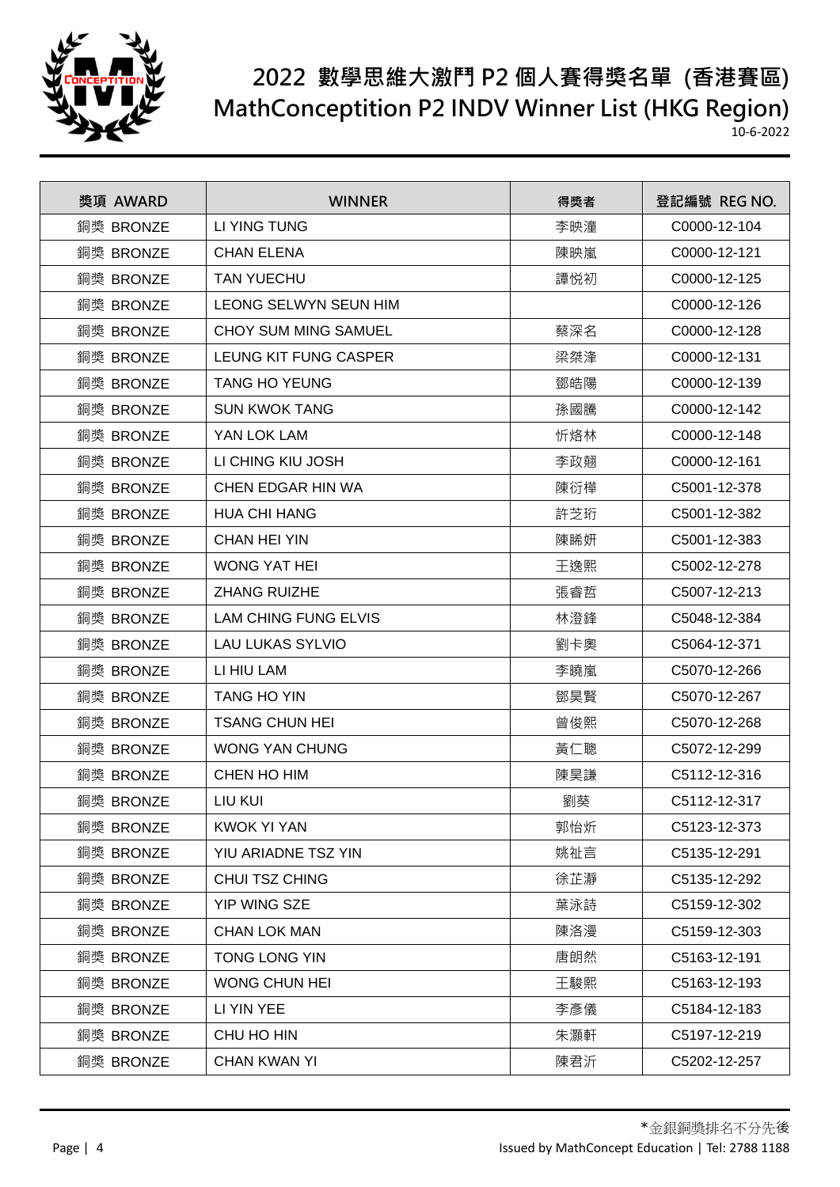# 2022 數學思維大激鬥 P2 個人賽得獎名單 (香港賽區)
# MathConceptition P2 INDV Winner List (HKG Region)

10-6-2022

| 獎項 AWARD | WINNER | 得獎者 | 登記編號 REG NO. |
|---|---|---|---|
| 銅獎 BRONZE | LI YING TUNG | 李映潼 | C0000-12-104 |
| 銅獎 BRONZE | CHAN ELENA | 陳映嵐 | C0000-12-121 |
| 銅獎 BRONZE | TAN YUECHU | 譚悅初 | C0000-12-125 |
| 銅獎 BRONZE | LEONG SELWYN SEUN HIM | | C0000-12-126 |
| 銅獎 BRONZE | CHOY SUM MING SAMUEL | 蔡深名 | C0000-12-128 |
| 銅獎 BRONZE | LEUNG KIT FUNG CASPER | 梁桀漨 | C0000-12-131 |
| 銅獎 BRONZE | TANG HO YEUNG | 鄧皓陽 | C0000-12-139 |
| 銅獎 BRONZE | SUN KWOK TANG | 孫國騰 | C0000-12-142 |
| 銅獎 BRONZE | YAN LOK LAM | 忻烙林 | C0000-12-148 |
| 銅獎 BRONZE | LI CHING KIU JOSH | 李政翹 | C0000-12-161 |
| 銅獎 BRONZE | CHEN EDGAR HIN WA | 陳衍樺 | C5001-12-378 |
| 銅獎 BRONZE | HUA CHI HANG | 許芝珩 | C5001-12-382 |
| 銅獎 BRONZE | CHAN HEI YIN | 陳晞妍 | C5001-12-383 |
| 銅獎 BRONZE | WONG YAT HEI | 王逸熙 | C5002-12-278 |
| 銅獎 BRONZE | ZHANG RUIZHE | 張睿哲 | C5007-12-213 |
| 銅獎 BRONZE | LAM CHING FUNG ELVIS | 林澄鋒 | C5048-12-384 |
| 銅獎 BRONZE | LAU LUKAS SYLVIO | 劉卡奧 | C5064-12-371 |
| 銅獎 BRONZE | LI HIU LAM | 李曉嵐 | C5070-12-266 |
| 銅獎 BRONZE | TANG HO YIN | 鄧昊賢 | C5070-12-267 |
| 銅獎 BRONZE | TSANG CHUN HEI | 曾俊熙 | C5070-12-268 |
| 銅獎 BRONZE | WONG YAN CHUNG | 黃仁聰 | C5072-12-299 |
| 銅獎 BRONZE | CHEN HO HIM | 陳昊謙 | C5112-12-316 |
| 銅獎 BRONZE | LIU KUI | 劉葵 | C5112-12-317 |
| 銅獎 BRONZE | KWOK YI YAN | 郭怡炘 | C5123-12-373 |
| 銅獎 BRONZE | YIU ARIADNE TSZ YIN | 姚祉言 | C5135-12-291 |
| 銅獎 BRONZE | CHUI TSZ CHING | 徐芷瀞 | C5135-12-292 |
| 銅獎 BRONZE | YIP WING SZE | 葉泳詩 | C5159-12-302 |
| 銅獎 BRONZE | CHAN LOK MAN | 陳洛漫 | C5159-12-303 |
| 銅獎 BRONZE | TONG LONG YIN | 唐朗然 | C5163-12-191 |
| 銅獎 BRONZE | WONG CHUN HEI | 王駿熙 | C5163-12-193 |
| 銅獎 BRONZE | LI YIN YEE | 李彥儀 | C5184-12-183 |
| 銅獎 BRONZE | CHU HO HIN | 朱灝軒 | C5197-12-219 |
| 銅獎 BRONZE | CHAN KWAN YI | 陳君沂 | C5202-12-257 |

*金銀銅獎排名不分先後

Issued by MathConcept Education | Tel: 2788 1188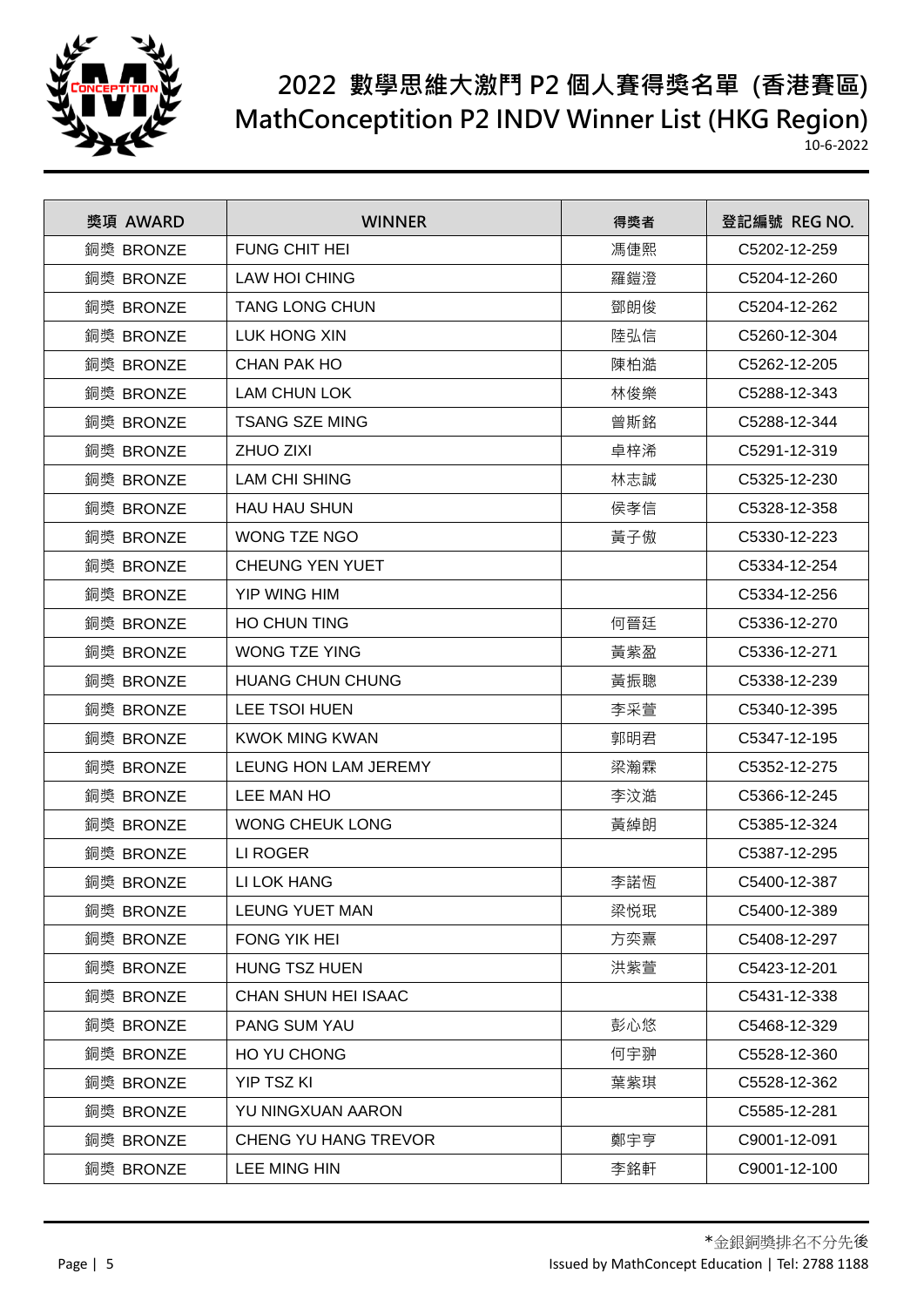# 2022 數學思維大激鬥 P2 個人賽得獎名單 (香港賽區)
# MathConception P2 INDV Winner List (HKG Region)

10-6-2022

| 獎項 AWARD | WINNER | 得獎者 | 登記編號 REG NO. |
|---|---|---|---|
| 銅獎 BRONZE | FUNG CHIT HEI | 馮倢熙 | C5202-12-259 |
| 銅獎 BRONZE | LAW HOI CHING | 羅鎧澄 | C5204-12-260 |
| 銅獎 BRONZE | TANG LONG CHUN | 鄧朗俊 | C5204-12-262 |
| 銅獎 BRONZE | LUK HONG XIN | 陸弘信 | C5260-12-304 |
| 銅獎 BRONZE | CHAN PAK HO | 陳柏澔 | C5262-12-205 |
| 銅獎 BRONZE | LAM CHUN LOK | 林俊樂 | C5288-12-343 |
| 銅獎 BRONZE | TSANG SZE MING | 曾斯銘 | C5288-12-344 |
| 銅獎 BRONZE | ZHUO ZIXI | 卓梓浠 | C5291-12-319 |
| 銅獎 BRONZE | LAM CHI SHING | 林志誠 | C5325-12-230 |
| 銅獎 BRONZE | HAU HAU SHUN | 侯孝信 | C5328-12-358 |
| 銅獎 BRONZE | WONG TZE NGO | 黃子傲 | C5330-12-223 |
| 銅獎 BRONZE | CHEUNG YEN YUET | | C5334-12-254 |
| 銅獎 BRONZE | YIP WING HIM | | C5334-12-256 |
| 銅獎 BRONZE | HO CHUN TING | 何晉廷 | C5336-12-270 |
| 銅獎 BRONZE | WONG TZE YING | 黃紫盈 | C5336-12-271 |
| 銅獎 BRONZE | HUANG CHUN CHUNG | 黃振聰 | C5338-12-239 |
| 銅獎 BRONZE | LEE TSOI HUEN | 李采萱 | C5340-12-395 |
| 銅獎 BRONZE | KWOK MING KWAN | 郭明君 | C5347-12-195 |
| 銅獎 BRONZE | LEUNG HON LAM JEREMY | 梁瀚霖 | C5352-12-275 |
| 銅獎 BRONZE | LEE MAN HO | 李汶澔 | C5366-12-245 |
| 銅獎 BRONZE | WONG CHEUK LONG | 黃綽朗 | C5385-12-324 |
| 銅獎 BRONZE | LI ROGER | | C5387-12-295 |
| 銅獎 BRONZE | LI LOK HANG | 李諾恆 | C5400-12-387 |
| 銅獎 BRONZE | LEUNG YUET MAN | 梁悅珉 | C5400-12-389 |
| 銅獎 BRONZE | FONG YIK HEI | 方奕熹 | C5408-12-297 |
| 銅獎 BRONZE | HUNG TSZ HUEN | 洪紫萱 | C5423-12-201 |
| 銅獎 BRONZE | CHAN SHUN HEI ISAAC | | C5431-12-338 |
| 銅獎 BRONZE | PANG SUM YAU | 彭心悠 | C5468-12-329 |
| 銅獎 BRONZE | HO YU CHONG | 何宇翀 | C5528-12-360 |
| 銅獎 BRONZE | YIP TSZ KI | 葉紫琪 | C5528-12-362 |
| 銅獎 BRONZE | YU NINGXUAN AARON | | C5585-12-281 |
| 銅獎 BRONZE | CHENG YU HANG TREVOR | 鄭宇亨 | C9001-12-091 |
| 銅獎 BRONZE | LEE MING HIN | 李銘軒 | C9001-12-100 |

*金銀銅獎排名不分先後

Issued by MathConcept Education | Tel: 2788 1188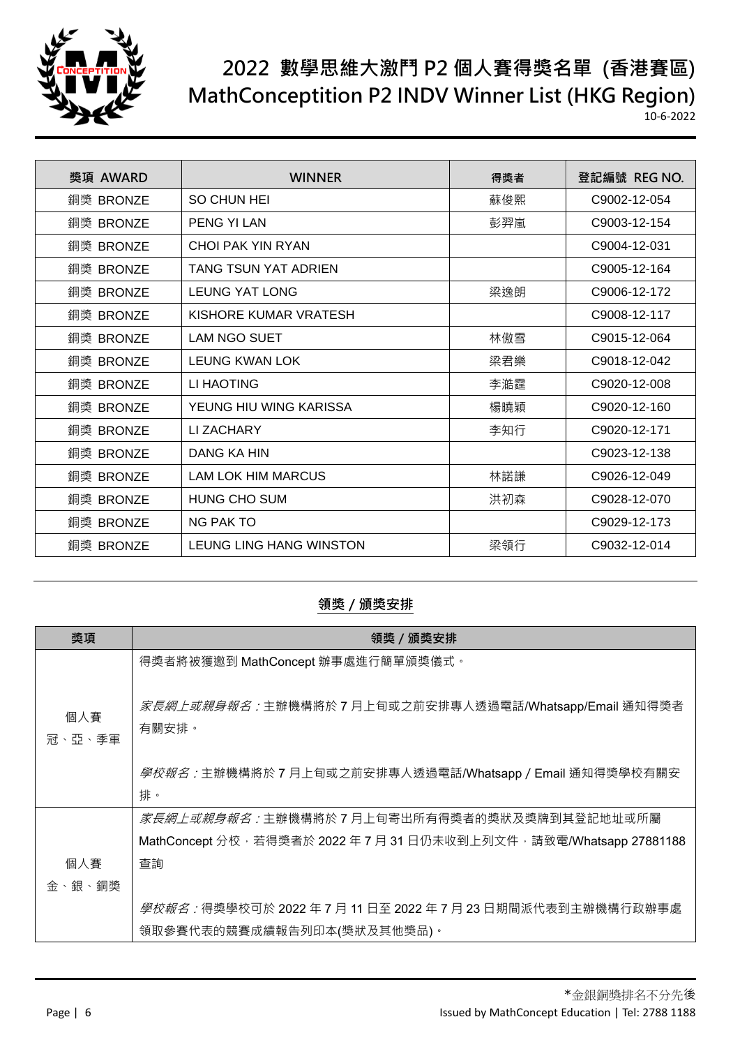# 2022 數學思維大激鬥 P2 個人賽得獎名單 (香港賽區)
# MathConception P2 INDV Winner List (HKG Region)

10-6-2022

| 獎項 AWARD | WINNER | 得獎者 | 登記編號 REG NO. |
|---|---|---|---|
| 銅獎 BRONZE | SO CHUN HEI | 蘇俊熙 | C9002-12-054 |
| 銅獎 BRONZE | PENG YI LAN | 彭羿嵐 | C9003-12-154 |
| 銅獎 BRONZE | CHOI PAK YIN RYAN | | C9004-12-031 |
| 銅獎 BRONZE | TANG TSUN YAT ADRIEN | | C9005-12-164 |
| 銅獎 BRONZE | LEUNG YAT LONG | 梁逸朗 | C9006-12-172 |
| 銅獎 BRONZE | KISHORE KUMAR VRATESH | | C9008-12-117 |
| 銅獎 BRONZE | LAM NGO SUET | 林傲雪 | C9015-12-064 |
| 銅獎 BRONZE | LEUNG KWAN LOK | 梁君樂 | C9018-12-042 |
| 銅獎 BRONZE | LI HAOTING | 李澔霆 | C9020-12-008 |
| 銅獎 BRONZE | YEUNG HIU WING KARISSA | 楊曉穎 | C9020-12-160 |
| 銅獎 BRONZE | LI ZACHARY | 李知行 | C9020-12-171 |
| 銅獎 BRONZE | DANG KA HIN | | C9023-12-138 |
| 銅獎 BRONZE | LAM LOK HIM MARCUS | 林諾謙 | C9026-12-049 |
| 銅獎 BRONZE | HUNG CHO SUM | 洪初森 | C9028-12-070 |
| 銅獎 BRONZE | NG PAK TO | | C9029-12-173 |
| 銅獎 BRONZE | LEUNG LING HANG WINSTON | 梁領行 | C9032-12-014 |

## 領獎 / 頒獎安排

| 獎項 | 領獎 / 頒獎安排 |
|---|---|
| 個人賽<br>冠、亞、季軍 | 得獎者將被獲邀到 MathConcept 辦事處進行簡單頒獎儀式。<br><br>*家長網上或親身報名：*主辦機構將於 7 月上旬或之前安排專人透過電話/Whatsapp/Email 通知得獎者有關安排。<br><br>*學校報名：*主辦機構將於 7 月上旬或之前安排專人透過電話/Whatsapp / Email 通知得獎學校有關安排。 |
| 個人賽<br>金、銀、銅獎 | *家長網上或親身報名：*主辦機構將於 7 月上旬寄出所有得獎者的獎狀及獎牌到其登記地址或所屬 MathConcept 分校，若得獎者於 2022 年 7 月 31 日仍未收到上列文件，請致電/Whatsapp 27881188 查詢<br><br>*學校報名：*得獎學校可於 2022 年 7 月 11 日至 2022 年 7 月 23 日期間派代表到主辦機構行政辦事處領取參賽代表的競賽成績報告列印本(獎狀及其他獎品)。 |

*金銀銅獎排名不分先後

Issued by MathConcept Education | Tel: 2788 1188